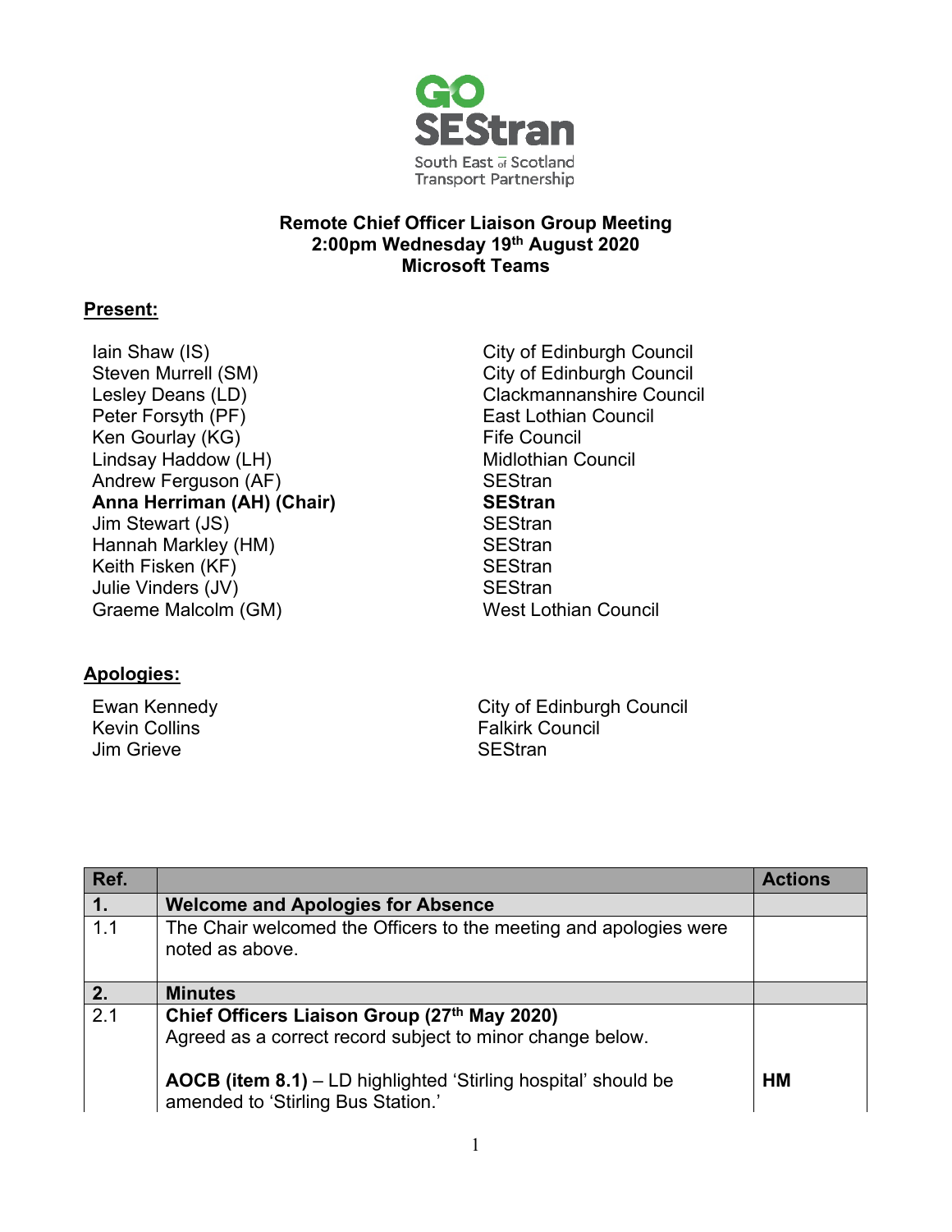**Remote Chief Officer Liaison Group Meeting**
**2:00pm Wednesday 19th August 2020**
**Microsoft Teams**

**Present:**

| | |
|---|---|
| Iain Shaw (IS) | City of Edinburgh Council |
| Steven Murrell (SM) | City of Edinburgh Council |
| Lesley Deans (LD) | Clackmannanshire Council |
| Peter Forsyth (PF) | East Lothian Council |
| Ken Gourlay (KG) | Fife Council |
| Lindsay Haddow (LH) | Midlothian Council |
| Andrew Ferguson (AF) | SEStran |
| **Anna Herriman (AH) (Chair)** | **SEStran** |
| Jim Stewart (JS) | SEStran |
| Hannah Markley (HM) | SEStran |
| Keith Fisken (KF) | SEStran |
| Julie Vinders (JV) | SEStran |
| Graeme Malcolm (GM) | West Lothian Council |

**Apologies:**

| | |
|---|---|
| Ewan Kennedy | City of Edinburgh Council |
| Kevin Collins | Falkirk Council |
| Jim Grieve | SEStran |

| Ref. | | Actions |
|---|---|---|
| **1.** | **Welcome and Apologies for Absence** | |
| 1.1 | The Chair welcomed the Officers to the meeting and apologies were noted as above. | |
| **2.** | **Minutes** | |
| 2.1 | **Chief Officers Liaison Group (27th May 2020)**<br>Agreed as a correct record subject to minor change below.<br><br>**AOCB (item 8.1)** – LD highlighted 'Stirling hospital' should be amended to 'Stirling Bus Station.' | <br><br><br>**HM** |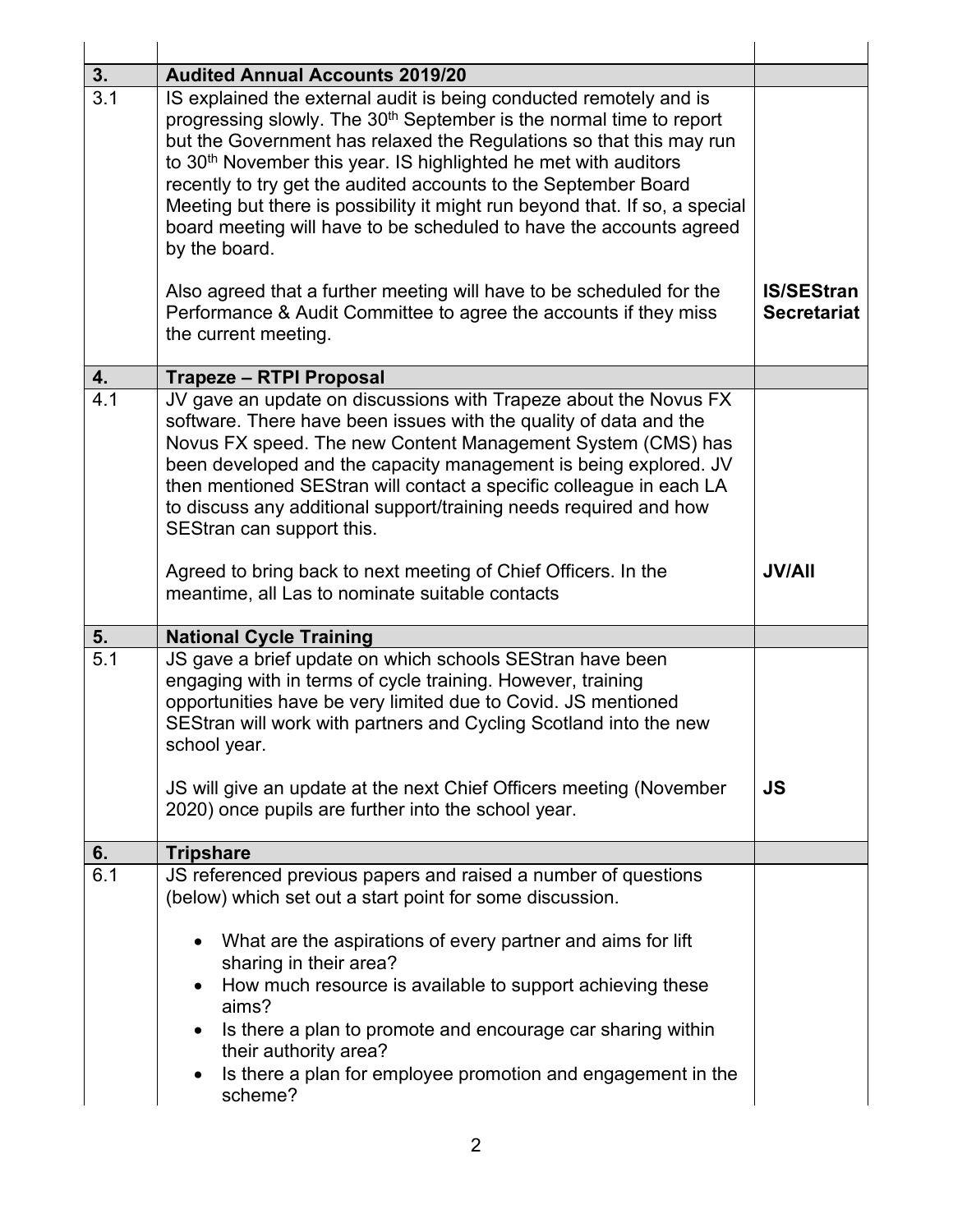| | | |
|---|---|---|
| **3.** | **Audited Annual Accounts 2019/20** | |
| 3.1 | IS explained the external audit is being conducted remotely and is progressing slowly. The 30th September is the normal time to report but the Government has relaxed the Regulations so that this may run to 30th November this year. IS highlighted he met with auditors recently to try get the audited accounts to the September Board Meeting but there is possibility it might run beyond that. If so, a special board meeting will have to be scheduled to have the accounts agreed by the board.<br><br>Also agreed that a further meeting will have to be scheduled for the Performance & Audit Committee to agree the accounts if they miss the current meeting. | <br><br><br><br><br><br><br>**IS/SEStran Secretariat** |
| **4.** | **Trapeze – RTPI Proposal** | |
| 4.1 | JV gave an update on discussions with Trapeze about the Novus FX software. There have been issues with the quality of data and the Novus FX speed. The new Content Management System (CMS) has been developed and the capacity management is being explored. JV then mentioned SEStran will contact a specific colleague in each LA to discuss any additional support/training needs required and how SEStran can support this.<br><br>Agreed to bring back to next meeting of Chief Officers. In the meantime, all Las to nominate suitable contacts | <br><br><br><br><br><br>**JV/All** |
| **5.** | **National Cycle Training** | |
| 5.1 | JS gave a brief update on which schools SEStran have been engaging with in terms of cycle training. However, training opportunities have be very limited due to Covid. JS mentioned SEStran will work with partners and Cycling Scotland into the new school year.<br><br>JS will give an update at the next Chief Officers meeting (November 2020) once pupils are further into the school year. | <br><br><br><br><br>**JS** |
| **6.** | **Tripshare** | |
| 6.1 | JS referenced previous papers and raised a number of questions (below) which set out a start point for some discussion.<br><br>• What are the aspirations of every partner and aims for lift sharing in their area?<br>• How much resource is available to support achieving these aims?<br>• Is there a plan to promote and encourage car sharing within their authority area?<br>• Is there a plan for employee promotion and engagement in the scheme? | |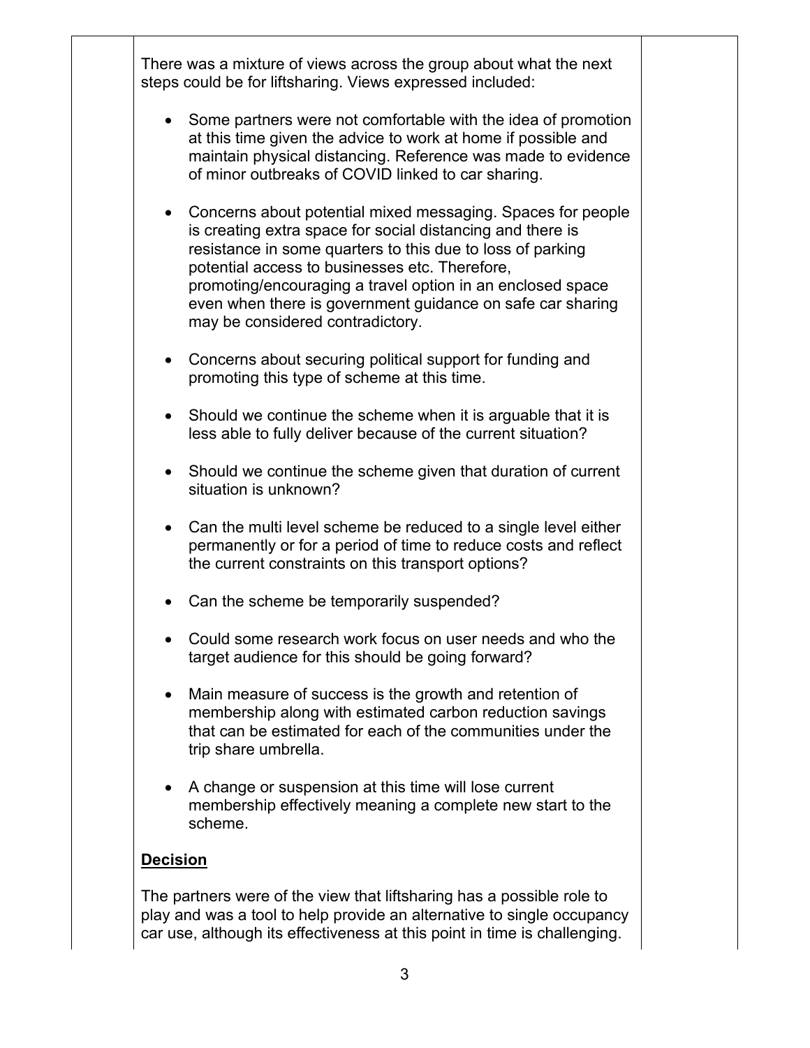There was a mixture of views across the group about what the next steps could be for liftsharing. Views expressed included:

- Some partners were not comfortable with the idea of promotion at this time given the advice to work at home if possible and maintain physical distancing. Reference was made to evidence of minor outbreaks of COVID linked to car sharing.

- Concerns about potential mixed messaging. Spaces for people is creating extra space for social distancing and there is resistance in some quarters to this due to loss of parking potential access to businesses etc. Therefore, promoting/encouraging a travel option in an enclosed space even when there is government guidance on safe car sharing may be considered contradictory.

- Concerns about securing political support for funding and promoting this type of scheme at this time.

- Should we continue the scheme when it is arguable that it is less able to fully deliver because of the current situation?

- Should we continue the scheme given that duration of current situation is unknown?

- Can the multi level scheme be reduced to a single level either permanently or for a period of time to reduce costs and reflect the current constraints on this transport options?

- Can the scheme be temporarily suspended?

- Could some research work focus on user needs and who the target audience for this should be going forward?

- Main measure of success is the growth and retention of membership along with estimated carbon reduction savings that can be estimated for each of the communities under the trip share umbrella.

- A change or suspension at this time will lose current membership effectively meaning a complete new start to the scheme.

**<u>Decision</u>**

The partners were of the view that liftsharing has a possible role to play and was a tool to help provide an alternative to single occupancy car use, although its effectiveness at this point in time is challenging.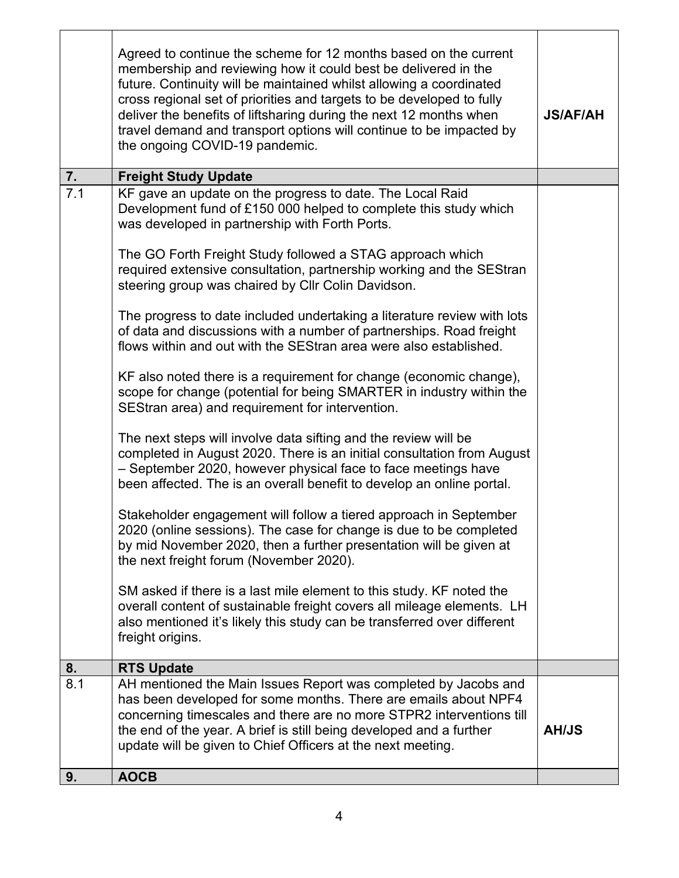| | | |
|---|---|---|
| | Agreed to continue the scheme for 12 months based on the current membership and reviewing how it could best be delivered in the future. Continuity will be maintained whilst allowing a coordinated cross regional set of priorities and targets to be developed to fully deliver the benefits of liftsharing during the next 12 months when travel demand and transport options will continue to be impacted by the ongoing COVID-19 pandemic. | **JS/AF/AH** |
| **7.** | **Freight Study Update** | |
| 7.1 | KF gave an update on the progress to date. The Local Raid Development fund of £150 000 helped to complete this study which was developed in partnership with Forth Ports.<br><br>The GO Forth Freight Study followed a STAG approach which required extensive consultation, partnership working and the SEStran steering group was chaired by Cllr Colin Davidson.<br><br>The progress to date included undertaking a literature review with lots of data and discussions with a number of partnerships. Road freight flows within and out with the SEStran area were also established.<br><br>KF also noted there is a requirement for change (economic change), scope for change (potential for being SMARTER in industry within the SEStran area) and requirement for intervention.<br><br>The next steps will involve data sifting and the review will be completed in August 2020. There is an initial consultation from August – September 2020, however physical face to face meetings have been affected. The is an overall benefit to develop an online portal.<br><br>Stakeholder engagement will follow a tiered approach in September 2020 (online sessions). The case for change is due to be completed by mid November 2020, then a further presentation will be given at the next freight forum (November 2020).<br><br>SM asked if there is a last mile element to this study. KF noted the overall content of sustainable freight covers all mileage elements. LH also mentioned it's likely this study can be transferred over different freight origins. | |
| **8.** | **RTS Update** | |
| 8.1 | AH mentioned the Main Issues Report was completed by Jacobs and has been developed for some months. There are emails about NPF4 concerning timescales and there are no more STPR2 interventions till the end of the year. A brief is still being developed and a further update will be given to Chief Officers at the next meeting. | **AH/JS** |
| **9.** | **AOCB** | |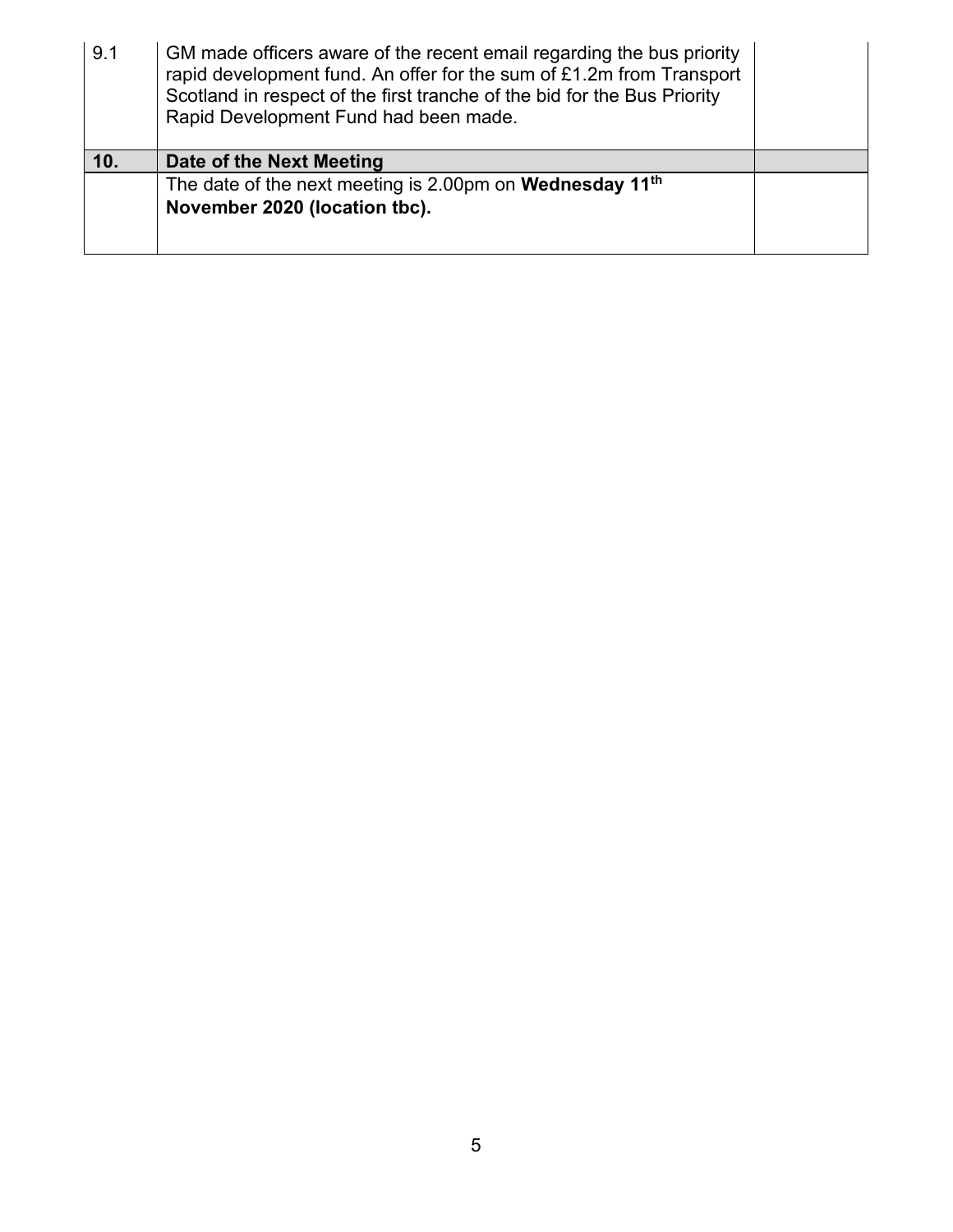| | | |
|---|---|---|
| 9.1 | GM made officers aware of the recent email regarding the bus priority rapid development fund. An offer for the sum of £1.2m from Transport Scotland in respect of the first tranche of the bid for the Bus Priority Rapid Development Fund had been made. | |
| **10.** | **Date of the Next Meeting** | |
| | The date of the next meeting is 2.00pm on **Wednesday 11th November 2020 (location tbc).** | |